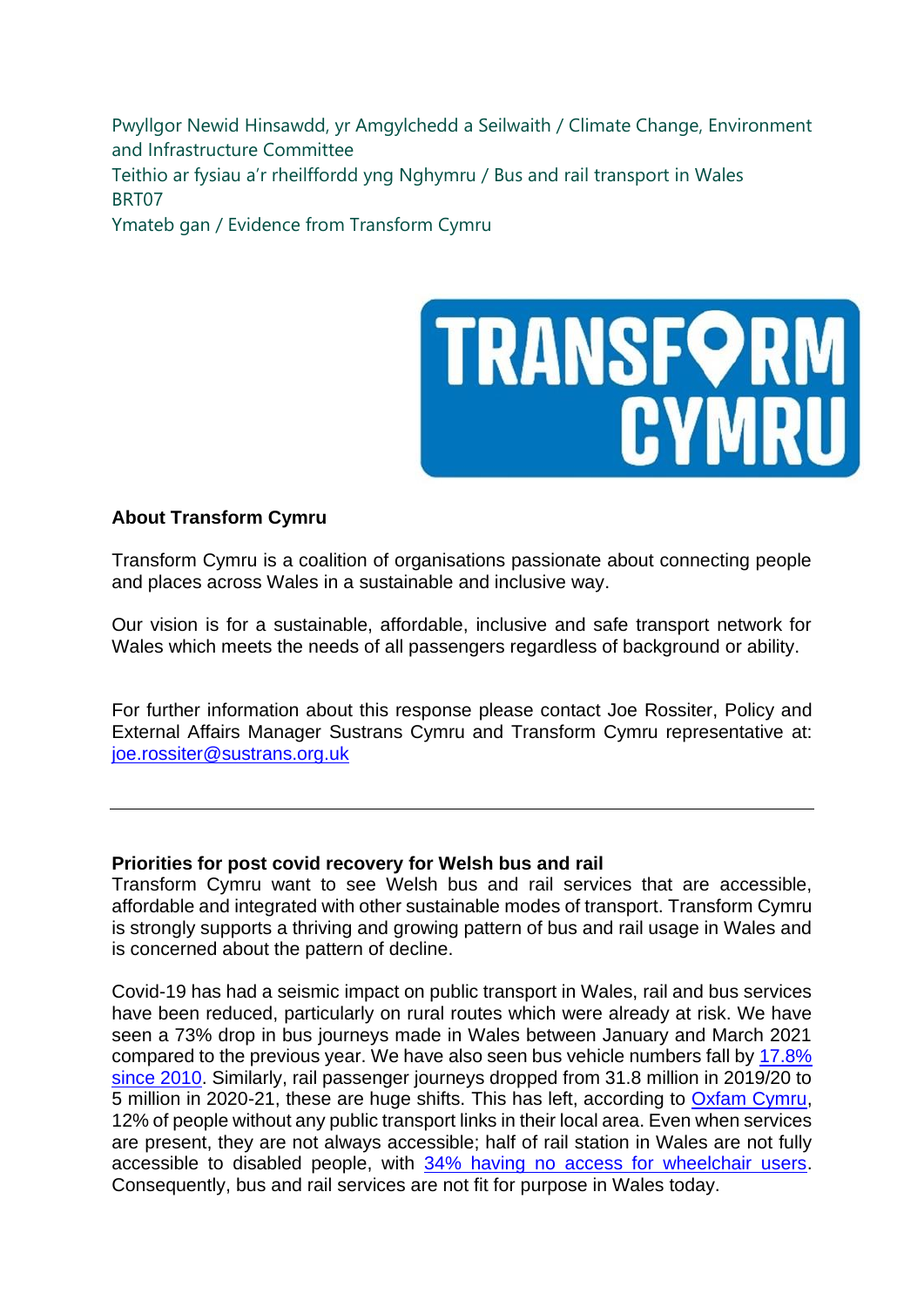Pwyllgor Newid Hinsawdd, yr Amgylchedd a Seilwaith / Climate Change, Environment and Infrastructure Committee
Teithio ar fysiau a'r rheilffordd yng Nghymru / Bus and rail transport in Wales
BRT07
Ymateb gan / Evidence from Transform Cymru

**About Transform Cymru**

Transform Cymru is a coalition of organisations passionate about connecting people and places across Wales in a sustainable and inclusive way.

Our vision is for a sustainable, affordable, inclusive and safe transport network for Wales which meets the needs of all passengers regardless of background or ability.

For further information about this response please contact Joe Rossiter, Policy and External Affairs Manager Sustrans Cymru and Transform Cymru representative at: joe.rossiter@sustrans.org.uk

---

**Priorities for post covid recovery for Welsh bus and rail**

Transform Cymru want to see Welsh bus and rail services that are accessible, affordable and integrated with other sustainable modes of transport. Transform Cymru is strongly supports a thriving and growing pattern of bus and rail usage in Wales and is concerned about the pattern of decline.

Covid-19 has had a seismic impact on public transport in Wales, rail and bus services have been reduced, particularly on rural routes which were already at risk. We have seen a 73% drop in bus journeys made in Wales between January and March 2021 compared to the previous year. We have also seen bus vehicle numbers fall by 17.8% since 2010. Similarly, rail passenger journeys dropped from 31.8 million in 2019/20 to 5 million in 2020-21, these are huge shifts. This has left, according to Oxfam Cymru, 12% of people without any public transport links in their local area. Even when services are present, they are not always accessible; half of rail station in Wales are not fully accessible to disabled people, with 34% having no access for wheelchair users. Consequently, bus and rail services are not fit for purpose in Wales today.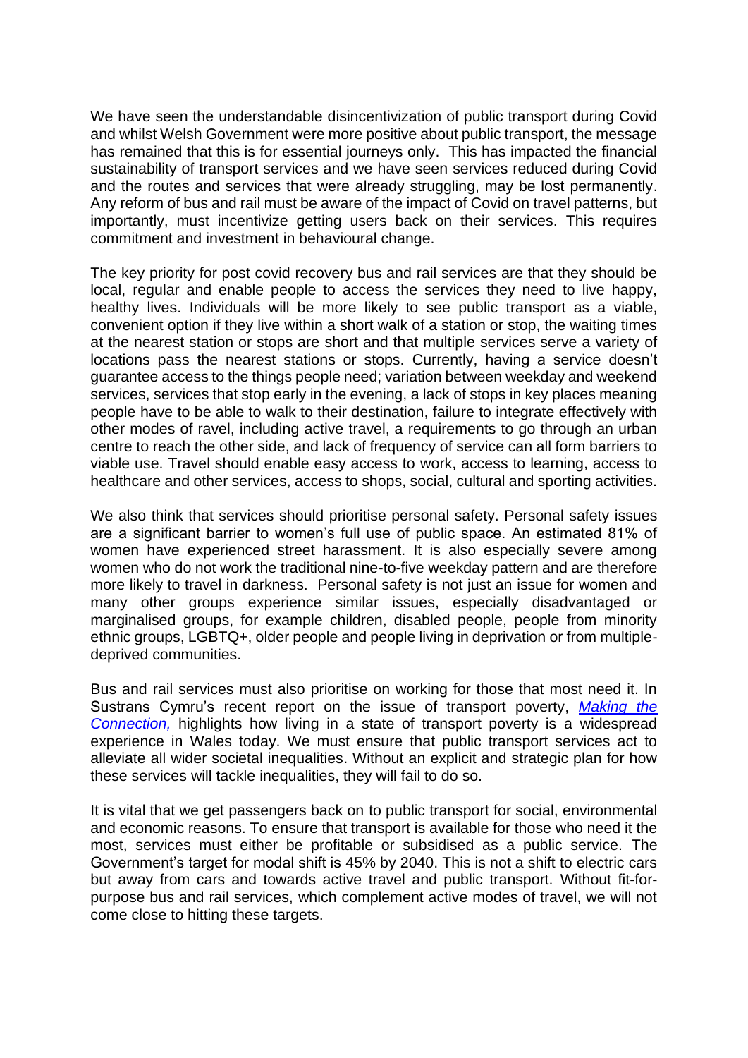We have seen the understandable disincentivization of public transport during Covid and whilst Welsh Government were more positive about public transport, the message has remained that this is for essential journeys only. This has impacted the financial sustainability of transport services and we have seen services reduced during Covid and the routes and services that were already struggling, may be lost permanently. Any reform of bus and rail must be aware of the impact of Covid on travel patterns, but importantly, must incentivize getting users back on their services. This requires commitment and investment in behavioural change.

The key priority for post covid recovery bus and rail services are that they should be local, regular and enable people to access the services they need to live happy, healthy lives. Individuals will be more likely to see public transport as a viable, convenient option if they live within a short walk of a station or stop, the waiting times at the nearest station or stops are short and that multiple services serve a variety of locations pass the nearest stations or stops. Currently, having a service doesn't guarantee access to the things people need; variation between weekday and weekend services, services that stop early in the evening, a lack of stops in key places meaning people have to be able to walk to their destination, failure to integrate effectively with other modes of ravel, including active travel, a requirements to go through an urban centre to reach the other side, and lack of frequency of service can all form barriers to viable use. Travel should enable easy access to work, access to learning, access to healthcare and other services, access to shops, social, cultural and sporting activities.

We also think that services should prioritise personal safety. Personal safety issues are a significant barrier to women's full use of public space. An estimated 81% of women have experienced street harassment. It is also especially severe among women who do not work the traditional nine-to-five weekday pattern and are therefore more likely to travel in darkness. Personal safety is not just an issue for women and many other groups experience similar issues, especially disadvantaged or marginalised groups, for example children, disabled people, people from minority ethnic groups, LGBTQ+, older people and people living in deprivation or from multiple-deprived communities.

Bus and rail services must also prioritise on working for those that most need it. In Sustrans Cymru's recent report on the issue of transport poverty, *Making the Connection,* highlights how living in a state of transport poverty is a widespread experience in Wales today. We must ensure that public transport services act to alleviate all wider societal inequalities. Without an explicit and strategic plan for how these services will tackle inequalities, they will fail to do so.

It is vital that we get passengers back on to public transport for social, environmental and economic reasons. To ensure that transport is available for those who need it the most, services must either be profitable or subsidised as a public service. The Government's target for modal shift is 45% by 2040. This is not a shift to electric cars but away from cars and towards active travel and public transport. Without fit-for-purpose bus and rail services, which complement active modes of travel, we will not come close to hitting these targets.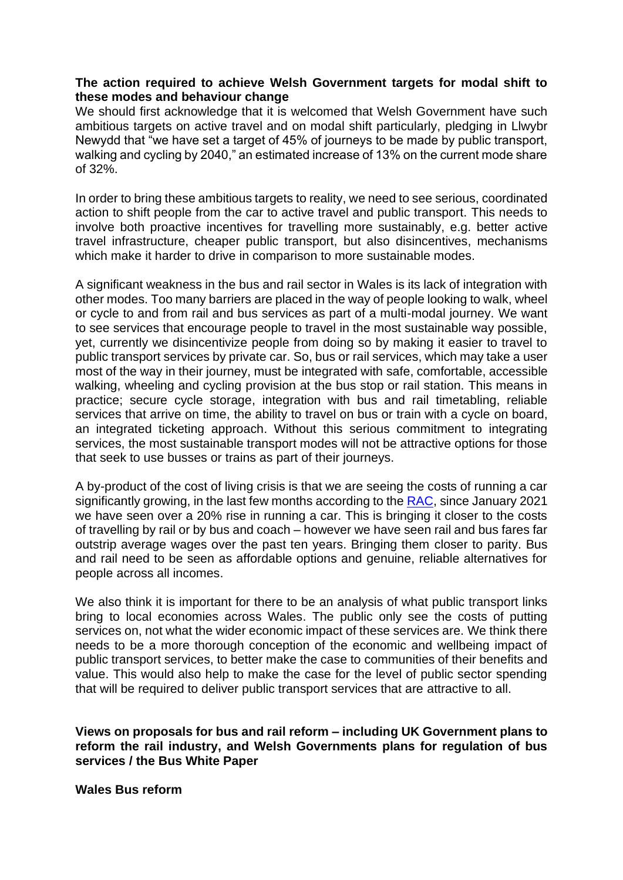**The action required to achieve Welsh Government targets for modal shift to these modes and behaviour change**

We should first acknowledge that it is welcomed that Welsh Government have such ambitious targets on active travel and on modal shift particularly, pledging in Llwybr Newydd that "we have set a target of 45% of journeys to be made by public transport, walking and cycling by 2040," an estimated increase of 13% on the current mode share of 32%.

In order to bring these ambitious targets to reality, we need to see serious, coordinated action to shift people from the car to active travel and public transport. This needs to involve both proactive incentives for travelling more sustainably, e.g. better active travel infrastructure, cheaper public transport, but also disincentives, mechanisms which make it harder to drive in comparison to more sustainable modes.

A significant weakness in the bus and rail sector in Wales is its lack of integration with other modes. Too many barriers are placed in the way of people looking to walk, wheel or cycle to and from rail and bus services as part of a multi-modal journey. We want to see services that encourage people to travel in the most sustainable way possible, yet, currently we disincentivize people from doing so by making it easier to travel to public transport services by private car. So, bus or rail services, which may take a user most of the way in their journey, must be integrated with safe, comfortable, accessible walking, wheeling and cycling provision at the bus stop or rail station. This means in practice; secure cycle storage, integration with bus and rail timetabling, reliable services that arrive on time, the ability to travel on bus or train with a cycle on board, an integrated ticketing approach. Without this serious commitment to integrating services, the most sustainable transport modes will not be attractive options for those that seek to use busses or trains as part of their journeys.

A by-product of the cost of living crisis is that we are seeing the costs of running a car significantly growing, in the last few months according to the RAC, since January 2021 we have seen over a 20% rise in running a car. This is bringing it closer to the costs of travelling by rail or by bus and coach – however we have seen rail and bus fares far outstrip average wages over the past ten years. Bringing them closer to parity. Bus and rail need to be seen as affordable options and genuine, reliable alternatives for people across all incomes.

We also think it is important for there to be an analysis of what public transport links bring to local economies across Wales. The public only see the costs of putting services on, not what the wider economic impact of these services are. We think there needs to be a more thorough conception of the economic and wellbeing impact of public transport services, to better make the case to communities of their benefits and value. This would also help to make the case for the level of public sector spending that will be required to deliver public transport services that are attractive to all.

**Views on proposals for bus and rail reform – including UK Government plans to reform the rail industry, and Welsh Governments plans for regulation of bus services / the Bus White Paper**

**Wales Bus reform**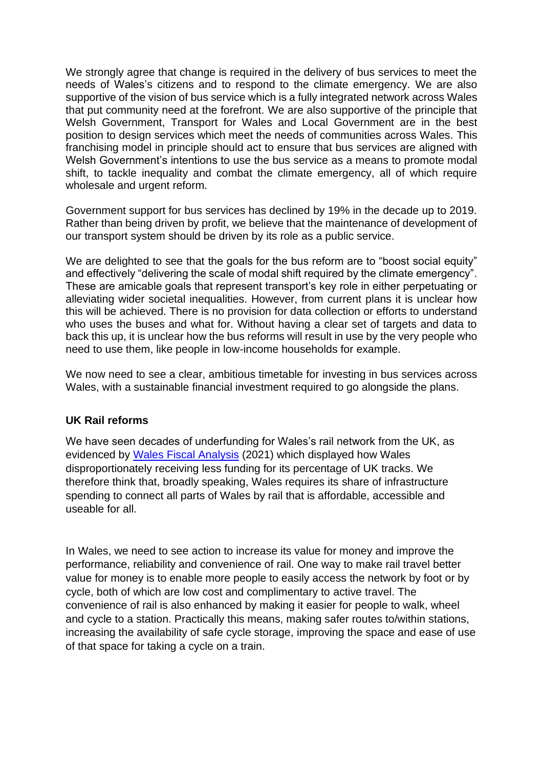We strongly agree that change is required in the delivery of bus services to meet the needs of Wales's citizens and to respond to the climate emergency. We are also supportive of the vision of bus service which is a fully integrated network across Wales that put community need at the forefront. We are also supportive of the principle that Welsh Government, Transport for Wales and Local Government are in the best position to design services which meet the needs of communities across Wales. This franchising model in principle should act to ensure that bus services are aligned with Welsh Government's intentions to use the bus service as a means to promote modal shift, to tackle inequality and combat the climate emergency, all of which require wholesale and urgent reform.

Government support for bus services has declined by 19% in the decade up to 2019. Rather than being driven by profit, we believe that the maintenance of development of our transport system should be driven by its role as a public service.

We are delighted to see that the goals for the bus reform are to "boost social equity" and effectively "delivering the scale of modal shift required by the climate emergency". These are amicable goals that represent transport's key role in either perpetuating or alleviating wider societal inequalities. However, from current plans it is unclear how this will be achieved. There is no provision for data collection or efforts to understand who uses the buses and what for. Without having a clear set of targets and data to back this up, it is unclear how the bus reforms will result in use by the very people who need to use them, like people in low-income households for example.

We now need to see a clear, ambitious timetable for investing in bus services across Wales, with a sustainable financial investment required to go alongside the plans.

**UK Rail reforms**

We have seen decades of underfunding for Wales's rail network from the UK, as evidenced by Wales Fiscal Analysis (2021) which displayed how Wales disproportionately receiving less funding for its percentage of UK tracks. We therefore think that, broadly speaking, Wales requires its share of infrastructure spending to connect all parts of Wales by rail that is affordable, accessible and useable for all.

In Wales, we need to see action to increase its value for money and improve the performance, reliability and convenience of rail. One way to make rail travel better value for money is to enable more people to easily access the network by foot or by cycle, both of which are low cost and complimentary to active travel. The convenience of rail is also enhanced by making it easier for people to walk, wheel and cycle to a station. Practically this means, making safer routes to/within stations, increasing the availability of safe cycle storage, improving the space and ease of use of that space for taking a cycle on a train.